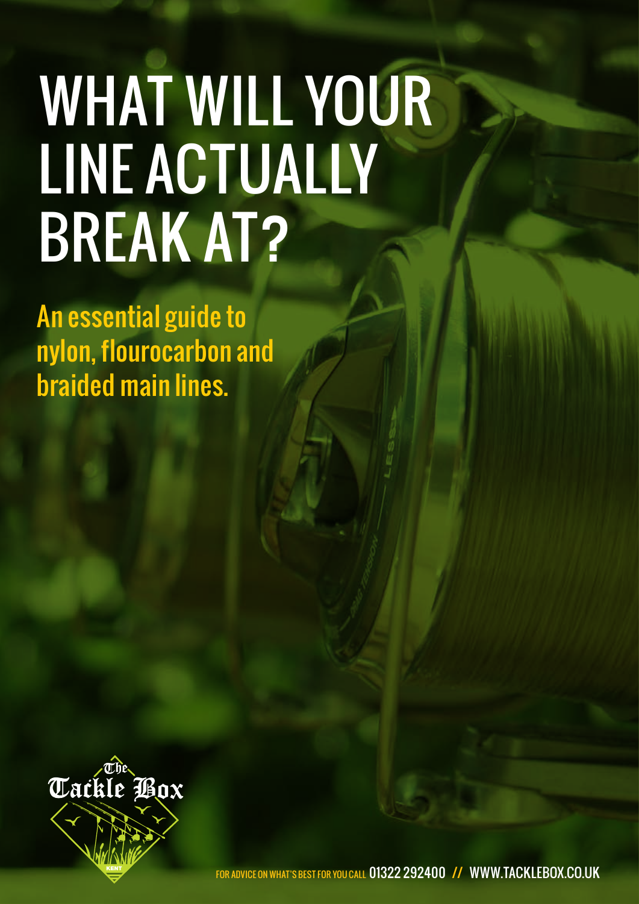# WHAT WILL YOUR LINE ACTUALLY BREAK AT?

An essential guide to nylon, flourocarbon and braided main lines.

The Tackle Box

KENT

FOR ADVICE ON WHAT'S BEST FOR YOU CALL 01322 292400 // WWW.TACKLEBOX.CO.UK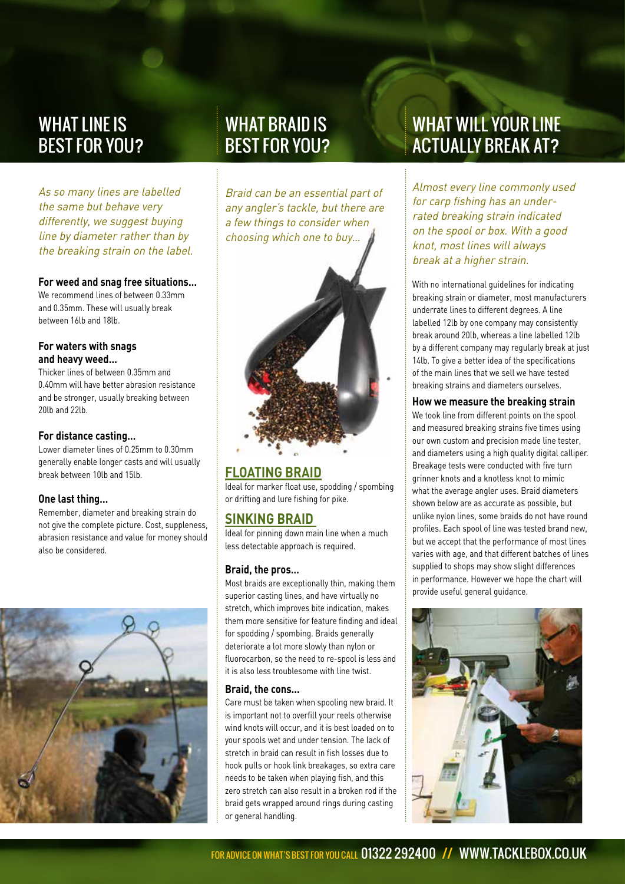## WHAT LINE IS BEST FOR YOU?

*As so many lines are labelled the same but behave very differently, we suggest buying line by diameter rather than by the breaking strain on the label.*

**For weed and snag free situations...**
We recommend lines of between 0.33mm and 0.35mm. These will usually break between 16lb and 18lb.

**For waters with snags and heavy weed...**
Thicker lines of between 0.35mm and 0.40mm will have better abrasion resistance and be stronger, usually breaking between 20lb and 22lb.

**For distance casting...**
Lower diameter lines of 0.25mm to 0.30mm generally enable longer casts and will usually break between 10lb and 15lb.

**One last thing...**
Remember, diameter and breaking strain do not give the complete picture. Cost, suppleness, abrasion resistance and value for money should also be considered.

## WHAT BRAID IS BEST FOR YOU?

*Braid can be an essential part of any angler's tackle, but there are a few things to consider when choosing which one to buy...*

### FLOATING BRAID

Ideal for marker float use, spodding / spombing or drifting and lure fishing for pike.

### SINKING BRAID

Ideal for pinning down main line when a much less detectable approach is required.

**Braid, the pros...**
Most braids are exceptionally thin, making them superior casting lines, and have virtually no stretch, which improves bite indication, makes them more sensitive for feature finding and ideal for spodding / spombing. Braids generally deteriorate a lot more slowly than nylon or fluorocarbon, so the need to re-spool is less and it is also less troublesome with line twist.

**Braid, the cons...**
Care must be taken when spooling new braid. It is important not to overfill your reels otherwise wind knots will occur, and it is best loaded on to your spools wet and under tension. The lack of stretch in braid can result in fish losses due to hook pulls or hook link breakages, so extra care needs to be taken when playing fish, and this zero stretch can also result in a broken rod if the braid gets wrapped around rings during casting or general handling.

## WHAT WILL YOUR LINE ACTUALLY BREAK AT?

*Almost every line commonly used for carp fishing has an under-rated breaking strain indicated on the spool or box. With a good knot, most lines will always break at a higher strain.*

With no international guidelines for indicating breaking strain or diameter, most manufacturers underrate lines to different degrees. A line labelled 12lb by one company may consistently break around 20lb, whereas a line labelled 12lb by a different company may regularly break at just 14lb. To give a better idea of the specifications of the main lines that we sell we have tested breaking strains and diameters ourselves.

**How we measure the breaking strain**
We took line from different points on the spool and measured breaking strains five times using our own custom and precision made line tester, and diameters using a high quality digital calliper. Breakage tests were conducted with five turn grinner knots and a knotless knot to mimic what the average angler uses. Braid diameters shown below are as accurate as possible, but unlike nylon lines, some braids do not have round profiles. Each spool of line was tested brand new, but we accept that the performance of most lines varies with age, and that different batches of lines supplied to shops may show slight differences in performance. However we hope the chart will provide useful general guidance.

FOR ADVICE ON WHAT'S BEST FOR YOU CALL 01322 292400 // WWW.TACKLEBOX.CO.UK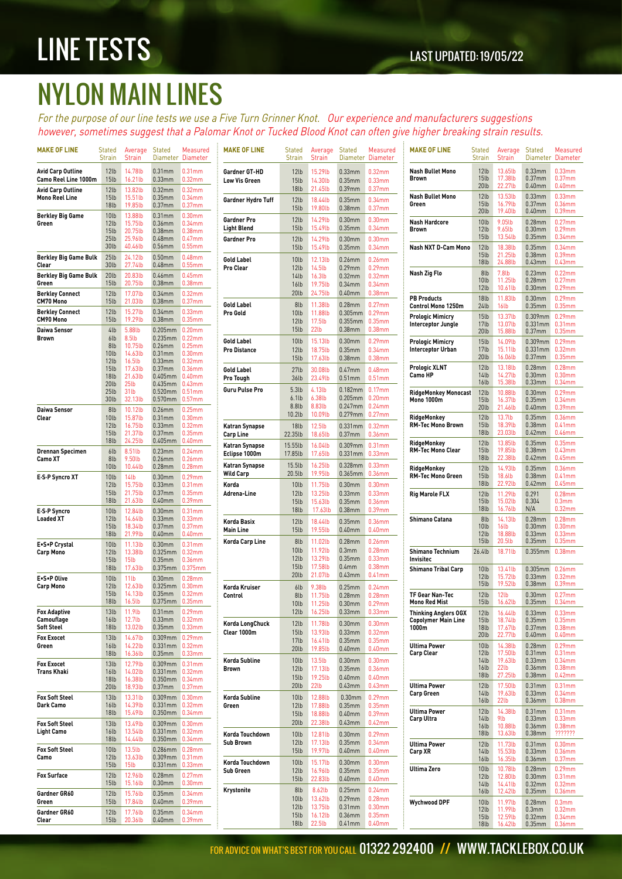# LINE TESTS

LAST UPDATED: 19/05/22

## NYLON MAIN LINES

*For the purpose of our line tests we use a Five Turn Grinner Knot. Our experience and manufacturers suggestions however, sometimes suggest that a Palomar Knot or Tucked Blood Knot can often give higher breaking strain results.*

| MAKE OF LINE | Stated Strain | Average Strain | Stated Diameter | Measured Diameter |
|---|---|---|---|---|
| Avid Carp Outline Camo Reel Line 1000m | 12lb | 14.78lb | 0.31mm | 0.31mm |
| | 15lb | 16.21lb | 0.33mm | 0.32mm |
| Avid Carp Outline Mono Reel Line | 12lb | 13.82lb | 0.32mm | 0.32mm |
| | 15lb | 15.51lb | 0.35mm | 0.34mm |
| | 18lb | 19.85lb | 0.37mm | 0.37mm |
| Berkley Big Game Green | 10lb | 13.88lb | 0.31mm | 0.30mm |
| | 12lb | 15.75lb | 0.36mm | 0.34mm |
| | 15lb | 20.75lb | 0.38mm | 0.38mm |
| | 25lb | 25.96lb | 0.48mm | 0.47mm |
| | 30lb | 40.46lb | 0.56mm | 0.55mm |
| Berkley Big Game Bulk Clear | 25lb | 24.12lb | 0.50mm | 0.48mm |
| | 30lb | 27.74lb | 0.48mm | 0.55mm |
| Berkley Big Game Bulk Green | 20lb | 20.83lb | 0.46mm | 0.45mm |
| | 15lb | 20.75lb | 0.38mm | 0.38mm |
| Berkley Connect CM70 Mono | 12lb | 17.07lb | 0.34mm | 0.32mm |
| | 15lb | 21.03lb | 0.38mm | 0.37mm |
| Berkley Connect CM90 Mono | 12lb | 15.27lb | 0.34mm | 0.33mm |
| | 15lb | 19.29lb | 0.38mm | 0.35mm |
| Daiwa Sensor Brown | 4lb | 5.88lb | 0.205mm | 0.20mm |
| | 6lb | 8.5lb | 0.235mm | 0.22mm |
| | 8lb | 10.75lb | 0.26mm | 0.25mm |
| | 10lb | 14.63lb | 0.31mm | 0.30mm |
| | 12lb | 16.5lb | 0.33mm | 0.32mm |
| | 15lb | 17.63lb | 0.37mm | 0.36mm |
| | 18lb | 21.63lb | 0.405mm | 0.40mm |
| | 20lb | 25lb | 0.435mm | 0.43mm |
| | 25lb | 31lb | 0.520mm | 0.51mm |
| | 30lb | 32.13lb | 0.570mm | 0.57mm |
| Daiwa Sensor Clear | 8lb | 10.12lb | 0.26mm | 0.25mm |
| | 10lb | 15.87lb | 0.31mm | 0.30mm |
| | 12lb | 16.75lb | 0.33mm | 0.32mm |
| | 15lb | 21.37lb | 0.37mm | 0.35mm |
| | 18lb | 24.25lb | 0.405mm | 0.40mm |
| Drennan Specimen Camo XT | 6lb | 8.51lb | 0.23mm | 0.24mm |
| | 8lb | 9.50lb | 0.26mm | 0.26mm |
| | 10lb | 10.44lb | 0.28mm | 0.28mm |
| E-S-P Syncro XT | 10lb | 14lb | 0.30mm | 0.29mm |
| | 12lb | 15.75lb | 0.33mm | 0.31mm |
| | 15lb | 21.75lb | 0.37mm | 0.35mm |
| | 18lb | 21.63lb | 0.40mm | 0.39mm |
| E-S-P Syncro Loaded XT | 10lb | 12.84lb | 0.30mm | 0.31mm |
| | 12lb | 14.64lb | 0.33mm | 0.33mm |
| | 15lb | 18.34lb | 0.37mm | 0.37mm |
| | 18lb | 21.99lb | 0.40mm | 0.40mm |
| E•S•P Crystal Carp Mono | 10lb | 11.13lb | 0.30mm | 0.31mm |
| | 12lb | 13.38lb | 0.325mm | 0.32mm |
| | 15lb | 15lb | 0.35mm | 0.36mm |
| | 18lb | 17.63lb | 0.375mm | 0.375mm |
| E•S•P Olive Carp Mono | 10lb | 11lb | 0.30mm | 0.28mm |
| | 12lb | 12.63lb | 0.325mm | 0.30mm |
| | 15lb | 14.13lb | 0.35mm | 0.32mm |
| | 18lb | 16.5lb | 0.375mm | 0.35mm |
| Fox Adaptive Camouflage Soft Steel | 13lb | 11.9lb | 0.31mm | 0.29mm |
| | 16lb | 12.7lb | 0.33mm | 0.32mm |
| | 18lb | 13.02lb | 0.35mm | 0.33mm |
| Fox Exocet Green | 13lb | 14.67lb | 0.309mm | 0.29mm |
| | 16lb | 14.22lb | 0.331mm | 0.32mm |
| | 18lb | 16.36lb | 0.35mm | 0.33mm |
| Fox Exocet Trans Khaki | 13lb | 12.79lb | 0.309mm | 0.31mm |
| | 16lb | 14.02lb | 0.331mm | 0.32mm |
| | 18lb | 16.38lb | 0.350mm | 0.34mm |
| | 20lb | 18.93lb | 0.37mm | 0.37mm |
| Fox Soft Steel Dark Camo | 13lb | 13.31lb | 0.309mm | 0.30mm |
| | 16lb | 14.39lb | 0.331mm | 0.32mm |
| | 18lb | 15.49lb | 0.350mm | 0.34mm |
| Fox Soft Steel Light Camo | 13lb | 13.49lb | 0.309mm | 0.30mm |
| | 16lb | 13.54lb | 0.331mm | 0.32mm |
| | 18lb | 14.44lb | 0.350mm | 0.34mm |
| Fox Soft Steel Camo | 10lb | 13.5lb | 0.286mm | 0.28mm |
| | 12lb | 13.63lb | 0.309mm | 0.31mm |
| | 15lb | 15lb | 0.331mm | 0.33mm |
| Fox Surface | 12lb | 12.96lb | 0.28mm | 0.27mm |
| | 15lb | 15.16lb | 0.30mm | 0.30mm |
| Gardner GR60 Green | 12lb | 15.76lb | 0.35mm | 0.34mm |
| | 15lb | 17.84lb | 0.40mm | 0.39mm |
| Gardner GR60 Clear | 12lb | 17.76lb | 0.35mm | 0.34mm |
| | 15lb | 20.36lb | 0.40mm | 0.39mm |
| Gardner GT-HD Low Vis Green | 12lb | 15.29lb | 0.33mm | 0.32mm |
| | 15lb | 14.30lb | 0.35mm | 0.33mm |
| | 18lb | 21.45lb | 0.39mm | 0.37mm |
| Gardner Hydro Tuff | 12lb | 18.44lb | 0.35mm | 0.34mm |
| | 15lb | 19.80lb | 0.38mm | 0.37mm |
| Gardner Pro Light Blend | 12lb | 14.29lb | 0.30mm | 0.30mm |
| | 15lb | 15.49lb | 0.35mm | 0.34mm |
| Gardner Pro | 12lb | 14.29lb | 0.30mm | 0.30mm |
| | 15lb | 15.49lb | 0.35mm | 0.34mm |
| Gold Label Pro Clear | 10lb | 12.13lb | 0.26mm | 0.26mm |
| | 12lb | 14.5lb | 0.29mm | 0.29mm |
| | 14lb | 16.3lb | 0.32mm | 0.32mm |
| | 16lb | 19.75lb | 0.34mm | 0.34mm |
| | 20lb | 24.75lb | 0.40mm | 0.38mm |
| Gold Label Pro Gold | 8lb | 11.38lb | 0.28mm | 0.27mm |
| | 10lb | 11.88lb | 0.305mm | 0.29mm |
| | 12lb | 17.5lb | 0.355mm | 0.35mm |
| | 15lb | 22lb | 0.38mm | 0.38mm |
| Gold Label Pro Distance | 10lb | 15.13lb | 0.30mm | 0.29mm |
| | 12lb | 18.75lb | 0.35mm | 0.34mm |
| | 15lb | 17.63lb | 0.38mm | 0.38mm |
| Gold Label Pro Tough | 27lb | 30.08lb | 0.47mm | 0.48mm |
| | 36lb | 23.49lb | 0.51mm | 0.51mm |
| Guru Pulse Pro | 5.3lb | 4.13lb | 0.182mm | 0.17mm |
| | 6.1lb | 6.38lb | 0.205mm | 0.20mm |
| | 8.8lb | 8.83lb | 0.247mm | 0.24mm |
| | 10.2lb | 10.09lb | 0.279mm | 0.27mm |
| Katran Synapse Carp Line | 18lb | 12.5lb | 0.331mm | 0.32mm |
| | 22.35lb | 18.65lb | 0.37mm | 0.36mm |
| Katran Synapse Eclipse 1000m | 15.55lb | 16.04lb | 0.309mm | 0.31mm |
| | 17.85lb | 17.65lb | 0.331mm | 0.33mm |
| Katran Synapse Wild Carp | 15.5lb | 16.25lb | 0.328mm | 0.33mm |
| | 20.5lb | 19.95lb | 0.365mm | 0.36mm |
| Korda Adrena-Line | 10lb | 11.75lb | 0.30mm | 0.30mm |
| | 12lb | 13.25lb | 0.33mm | 0.33mm |
| | 15lb | 15.63lb | 0.35mm | 0.36mm |
| | 18lb | 17.63lb | 0.38mm | 0.39mm |
| Korda Basix Main Line | 12lb | 18.44lb | 0.35mm | 0.36mm |
| | 15lb | 19.55lb | 0.40mm | 0.40mm |
| Korda Carp Line | 8lb | 11.02lb | 0.28mm | 0.26mm |
| | 10lb | 11.92lb | 0.3mm | 0.28mm |
| | 12lb | 13.29lb | 0.35mm | 0.33mm |
| | 15lb | 17.58lb | 0.4mm | 0.38mm |
| | 20lb | 21.07lb | 0.43mm | 0.41mm |
| Korda Kruiser Control | 6lb | 9.38lb | 0.25mm | 0.24mm |
| | 8lb | 11.75lb | 0.28mm | 0.28mm |
| | 10lb | 11.25lb | 0.30mm | 0.29mm |
| | 12lb | 16.25lb | 0.33mm | 0.33mm |
| Korda LongChuck Clear 1000m | 12lb | 11.78lb | 0.30mm | 0.30mm |
| | 15lb | 13.93lb | 0.33mm | 0.32mm |
| | 17lb | 16.41lb | 0.35mm | 0.35mm |
| | 20lb | 19.85lb | 0.40mm | 0.40mm |
| Korda Subline Brown | 10lb | 13.5lb | 0.30mm | 0.30mm |
| | 12lb | 17.13lb | 0.35mm | 0.36mm |
| | 15lb | 19.25lb | 0.40mm | 0.40mm |
| | 20lb | 22lb | 0.43mm | 0.43mm |
| Korda Subline Green | 10lb | 12.88lb | 0.30mm | 0.29mm |
| | 12lb | 17.88lb | 0.35mm | 0.35mm |
| | 15lb | 18.88lb | 0.40mm | 0.39mm |
| | 20lb | 22.38lb | 0.43mm | 0.42mm |
| Korda Touchdown Sub Brown | 10lb | 12.81lb | 0.30mm | 0.29mm |
| | 12lb | 17.13lb | 0.35mm | 0.34mm |
| | 15lb | 19.97lb | 0.40mm | 0.40mm |
| Korda Touchdown Sub Green | 10lb | 15.17lb | 0.30mm | 0.30mm |
| | 12lb | 16.96lb | 0.35mm | 0.35mm |
| | 15lb | 22.83lb | 0.40mm | 0.40mm |
| Krystonite | 8lb | 8.62lb | 0.25mm | 0.24mm |
| | 10lb | 13.62lb | 0.29mm | 0.28mm |
| | 12lb | 13.75lb | 0.31mm | 0.30mm |
| | 15lb | 16.12lb | 0.36mm | 0.35mm |
| | 18lb | 22.5lb | 0.41mm | 0.40mm |
| Nash Bullet Mono Brown | 12lb | 13.65lb | 0.33mm | 0.33mm |
| | 15lb | 17.38lb | 0.37mm | 0.37mm |
| | 20lb | 22.27lb | 0.40mm | 0.40mm |
| Nash Bullet Mono Green | 12lb | 13.53lb | 0.33mm | 0.33mm |
| | 15lb | 16.79lb | 0.37mm | 0.36mm |
| | 20lb | 19.40lb | 0.40mm | 0.39mm |
| Nash Hardcore Brown | 10lb | 9.05lb | 0.28mm | 0.27mm |
| | 12lb | 9.65lb | 0.30mm | 0.29mm |
| | 15lb | 13.54lb | 0.35mm | 0.34mm |
| Nash NXT D-Cam Mono | 12lb | 18.38lb | 0.35mm | 0.34mm |
| | 15lb | 21.25lb | 0.38mm | 0.39mm |
| | 18lb | 24.88lb | 0.43mm | 0.43mm |
| Nash Zig Flo | 8lb | 7.8lb | 0.23mm | 0.22mm |
| | 10lb | 11.25lb | 0.28mm | 0.27mm |
| | 12lb | 10.61lb | 0.30mm | 0.29mm |
| PB Products Control Mono 1250m | 18lb | 11.83lb | 0.30mm | 0.29mm |
| | 24lb | 16lb | 0.35mm | 0.35mm |
| Prologic Mimicry Interceptor Jungle | 15lb | 13.37lb | 0.309mm | 0.29mm |
| | 17lb | 13.07lb | 0.331mm | 0.31mm |
| | 20lb | 15.88lb | 0.37mm | 0.35mm |
| Prologic Mimicry Interceptor Urban | 15lb | 14.09lb | 0.309mm | 0.29mm |
| | 17lb | 15.11lb | 0.331mm | 0.32mm |
| | 20lb | 16.06lb | 0.37mm | 0.35mm |
| Prologic XLNT Camo HP | 12lb | 13.18lb | 0.28mm | 0.28mm |
| | 14lb | 14.27lb | 0.30mm | 0.30mm |
| | 16lb | 15.38lb | 0.33mm | 0.34mm |
| RidgeMonkey Monocast Mono 1000m | 12lb | 10.88lb | 0.30mm | 0.29mm |
| | 15lb | 16.37lb | 0.35mm | 0.34mm |
| | 20lb | 21.46lb | 0.40mm | 0.39mm |
| RidgeMonkey RM-Tec Mono Brown | 12lb | 13.7lb | 0.35mm | 0.36mm |
| | 15lb | 18.39lb | 0.38mm | 0.41mm |
| | 18lb | 23.03lb | 0.42mm | 0.46mm |
| RidgeMonkey RM-Tec Mono Clear | 12lb | 13.85lb | 0.35mm | 0.35mm |
| | 15lb | 19.85lb | 0.38mm | 0.43mm |
| | 18lb | 22.38lb | 0.42mm | 0.45mm |
| RidgeMonkey RM-Tec Mono Green | 12lb | 14.93lb | 0.35mm | 0.36mm |
| | 15lb | 18.6lb | 0.38mm | 0.41mm |
| | 18lb | 22.92lb | 0.42mm | 0.45mm |
| Rig Marole FLX | 12lb | 11.29lb | 0.291 | 0.28mm |
| | 15lb | 15.02lb | 0.304 | 0.3mm |
| | 18lb | 16.76lb | N/A | 0.32mm |
| Shimano Catana | 8lb | 14.13lb | 0.28mm | 0.28mm |
| | 10lb | 16lb | 0.30mm | 0.30mm |
| | 12lb | 18.88lb | 0.33mm | 0.33mm |
| | 15lb | 20.5lb | 0.35mm | 0.35mm |
| Shimano Technium Invisitec | 26.4lb | 18.71lb | 0.355mm | 0.38mm |
| Shimano Tribal Carp | 10lb | 13.41lb | 0.305mm | 0.26mm |
| | 12lb | 15.72lb | 0.33mm | 0.32mm |
| | 15lb | 19.52lb | 0.38mm | 0.39mm |
| TF Gear Nan-Tec Mono Red Mist | 12lb | 12lb | 0.30mm | 0.27mm |
| | 15lb | 16.62lb | 0.35mm | 0.34mm |
| Thinking Anglers OGX Copolymer Main Line 1000m | 12lb | 16.44lb | 0.33mm | 0.33mm |
| | 15lb | 18.74lb | 0.35mm | 0.35mm |
| | 18lb | 17.67lb | 0.37mm | 0.38mm |
| | 20lb | 22.77lb | 0.40mm | 0.40mm |
| Ultima Power Carp Clear | 10lb | 14.38lb | 0.28mm | 0.29mm |
| | 12lb | 17.50lb | 0.31mm | 0.31mm |
| | 14lb | 19.63lb | 0.33mm | 0.34mm |
| | 16lb | 22lb | 0.36mm | 0.38mm |
| | 18lb | 27.25lb | 0.38mm | 0.42mm |
| Ultima Power Carp Green | 12lb | 17.50lb | 0.31mm | 0.31mm |
| | 14lb | 19.63lb | 0.33mm | 0.34mm |
| | 16lb | 22lb | 0.36mm | 0.38mm |
| Ultima Power Carp Ultra | 12lb | 14.38lb | 0.31mm | 0.31mm |
| | 14lb | 9lb | 0.33mm | 0.33mm |
| | 16lb | 10.88lb | 0.36mm | 0.38mm |
| | 18lb | 13.63lb | 0.38mm | ??????? |
| Ultima Power Carp XR | 12lb | 11.73lb | 0.31mm | 0.30mm |
| | 14lb | 15.53lb | 0.33mm | 0.36mm |
| | 16lb | 16.35lb | 0.36mm | 0.37mm |
| Ultima Zero | 10lb | 10.78lb | 0.28mm | 0.29mm |
| | 12lb | 12.80lb | 0.30mm | 0.31mm |
| | 14lb | 14.41lb | 0.32mm | 0.32mm |
| | 16lb | 12.42lb | 0.35mm | 0.36mm |
| Wychwood DPF | 10lb | 11.97lb | 0.28mm | 0.3mm |
| | 12lb | 11.99lb | 0.3mm | 0.32mm |
| | 15lb | 12.59lb | 0.32mm | 0.34mm |
| | 18lb | 16.42lb | 0.35mm | 0.36mm |

FOR ADVICE ON WHAT'S BEST FOR YOU CALL 01322 292400 // WWW.TACKLEBOX.CO.UK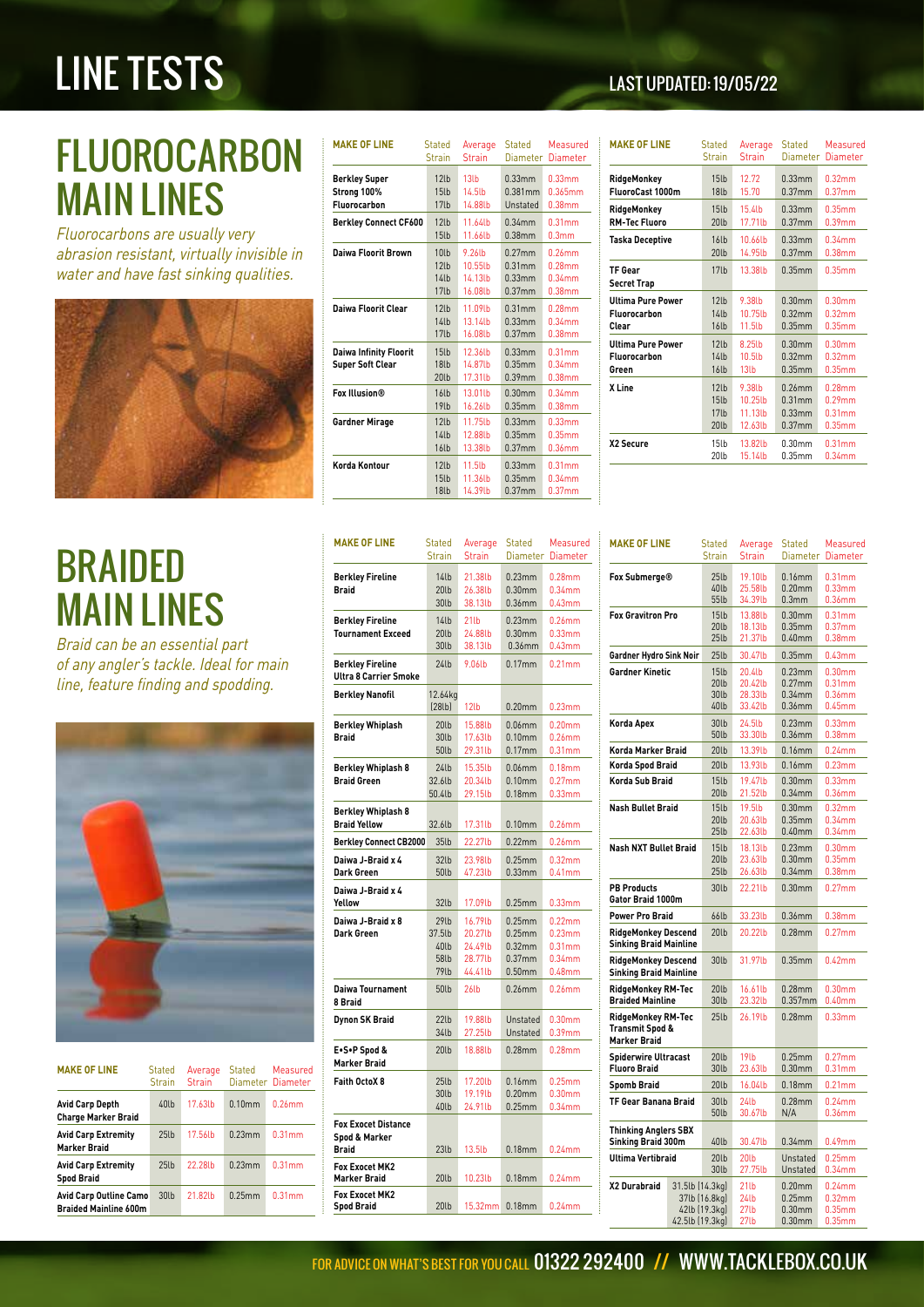# LINE TESTS

LAST UPDATED: 19/05/22

## FLUOROCARBON MAIN LINES

*Fluorocarbons are usually very abrasion resistant, virtually invisible in water and have fast sinking qualities.*

| MAKE OF LINE | Stated Strain | Average Strain | Stated Diameter | Measured Diameter |
|---|---|---|---|---|
| Berkley Super Strong 100% Fluorocarbon | 12lb | 13lb | 0.33mm | 0.33mm |
| | 15lb | 14.5lb | 0.381mm | 0.365mm |
| | 17lb | 14.88lb | Unstated | 0.38mm |
| Berkley Connect CF600 | 12lb | 11.64lb | 0.34mm | 0.31mm |
| | 15lb | 11.66lb | 0.38mm | 0.3mm |
| Daiwa Floorit Brown | 10lb | 9.26lb | 0.27mm | 0.26mm |
| | 12lb | 10.55lb | 0.31mm | 0.28mm |
| | 14lb | 14.13lb | 0.33mm | 0.34mm |
| | 17lb | 16.08lb | 0.37mm | 0.38mm |
| Daiwa Floorit Clear | 12lb | 11.09lb | 0.31mm | 0.28mm |
| | 14lb | 13.14lb | 0.33mm | 0.34mm |
| | 17lb | 16.08lb | 0.37mm | 0.38mm |
| Daiwa Infinity Floorit Super Soft Clear | 15lb | 12.36lb | 0.33mm | 0.31mm |
| | 18lb | 14.87lb | 0.35mm | 0.34mm |
| | 20lb | 17.31lb | 0.39mm | 0.38mm |
| Fox Illusion® | 16lb | 13.01lb | 0.30mm | 0.34mm |
| | 19lb | 16.26lb | 0.35mm | 0.38mm |
| Gardner Mirage | 12lb | 11.75lb | 0.33mm | 0.33mm |
| | 14lb | 12.88lb | 0.35mm | 0.35mm |
| | 16lb | 13.38lb | 0.37mm | 0.36mm |
| Korda Kontour | 12lb | 11.5lb | 0.33mm | 0.31mm |
| | 15lb | 11.36lb | 0.35mm | 0.34mm |
| | 18lb | 14.39lb | 0.37mm | 0.37mm |
| RidgeMonkey FluoroCast 1000m | 15lb | 12.72 | 0.33mm | 0.32mm |
| | 18lb | 15.70 | 0.37mm | 0.37mm |
| RidgeMonkey RM-Tec Fluoro | 15lb | 15.4lb | 0.33mm | 0.35mm |
| | 20lb | 17.71lb | 0.37mm | 0.39mm |
| Taska Deceptive | 16lb | 10.66lb | 0.33mm | 0.34mm |
| | 20lb | 14.95lb | 0.37mm | 0.38mm |
| TF Gear Secret Trap | 17lb | 13.38lb | 0.35mm | 0.35mm |
| Ultima Pure Power Fluorocarbon Clear | 12lb | 9.38lb | 0.30mm | 0.30mm |
| | 14lb | 10.75lb | 0.32mm | 0.32mm |
| | 16lb | 11.5lb | 0.35mm | 0.35mm |
| Ultima Pure Power Fluorocarbon Green | 12lb | 8.25lb | 0.30mm | 0.30mm |
| | 14lb | 10.5lb | 0.32mm | 0.32mm |
| | 16lb | 13lb | 0.35mm | 0.35mm |
| X Line | 12lb | 9.38lb | 0.26mm | 0.28mm |
| | 15lb | 10.25lb | 0.31mm | 0.29mm |
| | 17lb | 11.13lb | 0.33mm | 0.31mm |
| | 20lb | 12.63lb | 0.37mm | 0.35mm |
| X2 Secure | 15lb | 13.82lb | 0.30mm | 0.31mm |
| | 20lb | 15.14lb | 0.35mm | 0.34mm |

## BRAIDED MAIN LINES

*Braid can be an essential part of any angler's tackle. Ideal for main line, feature finding and spodding.*

| MAKE OF LINE | Stated Strain | Average Strain | Stated Diameter | Measured Diameter |
|---|---|---|---|---|
| Avid Carp Depth Charge Marker Braid | 40lb | 17.63lb | 0.10mm | 0.26mm |
| Avid Carp Extremity Marker Braid | 25lb | 17.56lb | 0.23mm | 0.31mm |
| Avid Carp Extremity Spod Braid | 25lb | 22.28lb | 0.23mm | 0.31mm |
| Avid Carp Outline Camo Braided Mainline 600m | 30lb | 21.82lb | 0.25mm | 0.31mm |
| Berkley Fireline Braid | 14lb | 21.38lb | 0.23mm | 0.28mm |
| | 20lb | 26.38lb | 0.30mm | 0.34mm |
| | 30lb | 38.13lb | 0.36mm | 0.43mm |
| Berkley Fireline Tournament Exceed | 14lb | 21lb | 0.23mm | 0.26mm |
| | 20lb | 24.88lb | 0.30mm | 0.33mm |
| | 30lb | 38.13lb | 0.36mm | 0.43mm |
| Berkley Fireline Ultra 8 Carrier Smoke | 24lb | 9.06lb | 0.17mm | 0.21mm |
| Berkley Nanofil | 12.64kg (28lb) | 12lb | 0.20mm | 0.23mm |
| Berkley Whiplash Braid | 20lb | 15.88lb | 0.06mm | 0.20mm |
| | 30lb | 17.63lb | 0.10mm | 0.26mm |
| | 50lb | 29.31lb | 0.17mm | 0.31mm |
| Berkley Whiplash 8 Braid Green | 24lb | 15.35lb | 0.06mm | 0.18mm |
| | 32.6lb | 20.34lb | 0.10mm | 0.27mm |
| | 50.4lb | 29.15lb | 0.18mm | 0.33mm |
| Berkley Whiplash 8 Braid Yellow | 32.6lb | 17.31lb | 0.10mm | 0.26mm |
| Berkley Connect CB2000 | 35lb | 22.27lb | 0.22mm | 0.26mm |
| Daiwa J-Braid x 4 Dark Green | 32lb | 23.98lb | 0.25mm | 0.32mm |
| | 50lb | 47.23lb | 0.33mm | 0.41mm |
| Daiwa J-Braid x 4 Yellow | 32lb | 17.09lb | 0.25mm | 0.33mm |
| Daiwa J-Braid x 8 Dark Green | 29lb | 16.79lb | 0.25mm | 0.22mm |
| | 37.5lb | 20.27lb | 0.25mm | 0.23mm |
| | 40lb | 24.49lb | 0.32mm | 0.31mm |
| | 58lb | 28.77lb | 0.37mm | 0.34mm |
| | 79lb | 44.41lb | 0.50mm | 0.48mm |
| Daiwa Tournament 8 Braid | 50lb | 26lb | 0.26mm | 0.26mm |
| Dynon SK Braid | 22lb | 19.88lb | Unstated | 0.30mm |
| | 34lb | 27.25lb | Unstated | 0.39mm |
| E•S•P Spod & Marker Braid | 20lb | 18.88lb | 0.28mm | 0.28mm |
| Faith OctoX 8 | 25lb | 17.20lb | 0.16mm | 0.25mm |
| | 30lb | 19.19lb | 0.20mm | 0.30mm |
| | 40lb | 24.91lb | 0.25mm | 0.34mm |
| Fox Exocet Distance Spod & Marker Braid | 23lb | 13.5lb | 0.18mm | 0.24mm |
| Fox Exocet MK2 Marker Braid | 20lb | 10.23lb | 0.18mm | 0.24mm |
| Fox Exocet MK2 Spod Braid | 20lb | 15.32mm | 0.18mm | 0.24mm |
| Fox Submerge® | 25lb | 19.10lb | 0.16mm | 0.31mm |
| | 40lb | 25.58lb | 0.20mm | 0.33mm |
| | 55lb | 34.39lb | 0.3mm | 0.36mm |
| Fox Gravitron Pro | 15lb | 13.88lb | 0.30mm | 0.31mm |
| | 20lb | 18.13lb | 0.35mm | 0.37mm |
| | 25lb | 21.37lb | 0.40mm | 0.38mm |
| Gardner Hydro Sink Noir | 25lb | 30.47lb | 0.35mm | 0.43mm |
| Gardner Kinetic | 15lb | 20.4lb | 0.23mm | 0.30mm |
| | 20lb | 20.42lb | 0.27mm | 0.31mm |
| | 30lb | 28.33lb | 0.34mm | 0.36mm |
| | 40lb | 33.42lb | 0.36mm | 0.45mm |
| Korda Apex | 30lb | 24.5lb | 0.23mm | 0.33mm |
| | 50lb | 33.30lb | 0.36mm | 0.38mm |
| Korda Marker Braid | 20lb | 13.39lb | 0.16mm | 0.24mm |
| Korda Spod Braid | 20lb | 13.93lb | 0.16mm | 0.23mm |
| Korda Sub Braid | 15lb | 19.47lb | 0.30mm | 0.33mm |
| | 20lb | 21.52lb | 0.34mm | 0.36mm |
| Nash Bullet Braid | 15lb | 19.5lb | 0.30mm | 0.32mm |
| | 20lb | 20.63lb | 0.35mm | 0.34mm |
| | 25lb | 22.63lb | 0.40mm | 0.34mm |
| Nash NXT Bullet Braid | 15lb | 18.13lb | 0.23mm | 0.30mm |
| | 20lb | 23.63lb | 0.30mm | 0.35mm |
| | 25lb | 26.63lb | 0.34mm | 0.38mm |
| PB Products Gator Braid 1000m | 30lb | 22.21lb | 0.30mm | 0.27mm |
| Power Pro Braid | 66lb | 33.23lb | 0.36mm | 0.38mm |
| RidgeMonkey Descend Sinking Braid Mainline | 20lb | 20.22lb | 0.28mm | 0.27mm |
| RidgeMonkey Descend Sinking Braid Mainline | 30lb | 31.97lb | 0.35mm | 0.42mm |
| RidgeMonkey RM-Tec Braided Mainline | 20lb | 16.61lb | 0.28mm | 0.30mm |
| | 30lb | 23.32lb | 0.357mm | 0.40mm |
| RidgeMonkey RM-Tec Transmit Spod & Marker Braid | 25lb | 26.19lb | 0.28mm | 0.33mm |
| Spiderwire Ultracast Fluoro Braid | 20lb | 19lb | 0.25mm | 0.27mm |
| | 30lb | 23.63lb | 0.30mm | 0.31mm |
| Spomb Braid | 20lb | 16.04lb | 0.18mm | 0.21mm |
| TF Gear Banana Braid | 30lb | 24lb | 0.28mm | 0.24mm |
| | 50lb | 30.67lb | N/A | 0.36mm |
| Thinking Anglers SBX Sinking Braid 300m | 40lb | 30.47lb | 0.34mm | 0.49mm |
| Ultima Vertibraid | 20lb | 20lb | Unstated | 0.25mm |
| | 30lb | 27.75lb | Unstated | 0.34mm |
| X2 Durabraid | 31.5lb (14.3kg) | 21lb | 0.20mm | 0.24mm |
| | 37lb (16.8kg) | 24lb | 0.25mm | 0.32mm |
| | 42lb (19.3kg) | 27lb | 0.30mm | 0.35mm |
| | 42.5lb (19.3kg) | 27lb | 0.30mm | 0.35mm |

FOR ADVICE ON WHAT'S BEST FOR YOU CALL 01322 292400 // WWW.TACKLEBOX.CO.UK